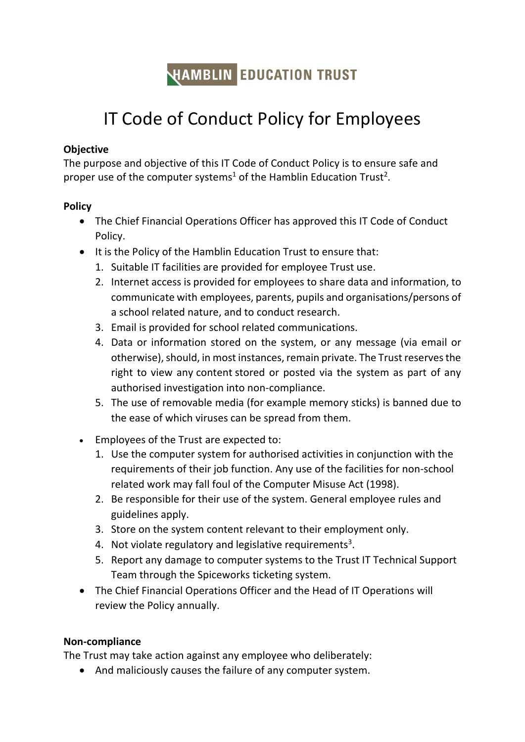HAMBLIN EDUCATION TRUST

# IT Code of Conduct Policy for Employees

**Objective**

The purpose and objective of this IT Code of Conduct Policy is to ensure safe and proper use of the computer systems[1] of the Hamblin Education Trust[2].

**Policy**

- The Chief Financial Operations Officer has approved this IT Code of Conduct Policy.
- It is the Policy of the Hamblin Education Trust to ensure that:
  1. Suitable IT facilities are provided for employee Trust use.
  2. Internet access is provided for employees to share data and information, to communicate with employees, parents, pupils and organisations/persons of a school related nature, and to conduct research.
  3. Email is provided for school related communications.
  4. Data or information stored on the system, or any message (via email or otherwise), should, in most instances, remain private. The Trust reserves the right to view any content stored or posted via the system as part of any authorised investigation into non-compliance.
  5. The use of removable media (for example memory sticks) is banned due to the ease of which viruses can be spread from them.
- Employees of the Trust are expected to:
  1. Use the computer system for authorised activities in conjunction with the requirements of their job function. Any use of the facilities for non-school related work may fall foul of the Computer Misuse Act (1998).
  2. Be responsible for their use of the system. General employee rules and guidelines apply.
  3. Store on the system content relevant to their employment only.
  4. Not violate regulatory and legislative requirements[3].
  5. Report any damage to computer systems to the Trust IT Technical Support Team through the Spiceworks ticketing system.
- The Chief Financial Operations Officer and the Head of IT Operations will review the Policy annually.

**Non-compliance**

The Trust may take action against any employee who deliberately:

- And maliciously causes the failure of any computer system.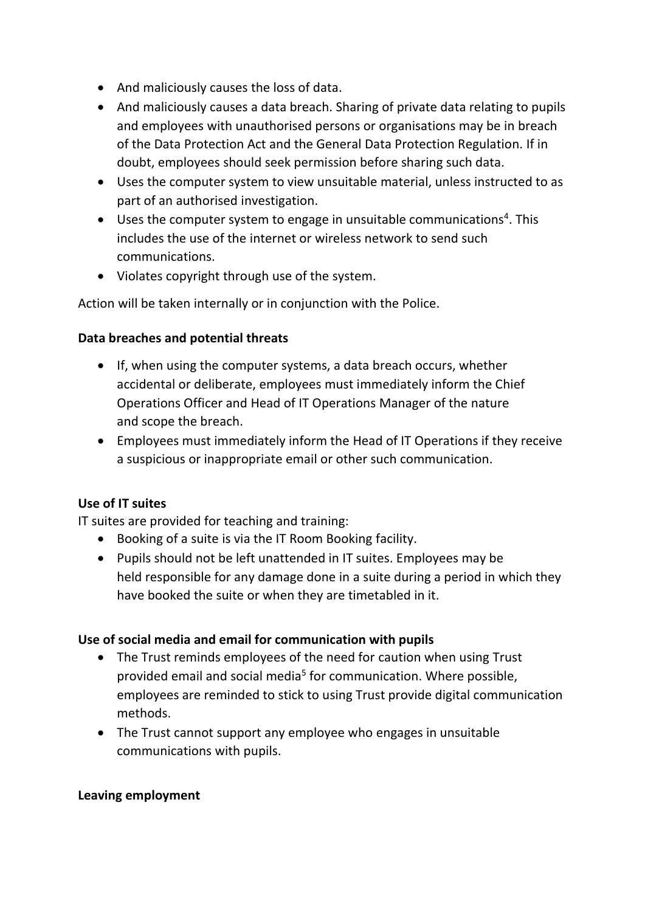- And maliciously causes the loss of data.
- And maliciously causes a data breach. Sharing of private data relating to pupils and employees with unauthorised persons or organisations may be in breach of the Data Protection Act and the General Data Protection Regulation. If in doubt, employees should seek permission before sharing such data.
- Uses the computer system to view unsuitable material, unless instructed to as part of an authorised investigation.
- Uses the computer system to engage in unsuitable communications[4]. This includes the use of the internet or wireless network to send such communications.
- Violates copyright through use of the system.

Action will be taken internally or in conjunction with the Police.

**Data breaches and potential threats**

- If, when using the computer systems, a data breach occurs, whether accidental or deliberate, employees must immediately inform the Chief Operations Officer and Head of IT Operations Manager of the nature and scope the breach.
- Employees must immediately inform the Head of IT Operations if they receive a suspicious or inappropriate email or other such communication.

**Use of IT suites**

IT suites are provided for teaching and training:

- Booking of a suite is via the IT Room Booking facility.
- Pupils should not be left unattended in IT suites. Employees may be held responsible for any damage done in a suite during a period in which they have booked the suite or when they are timetabled in it.

**Use of social media and email for communication with pupils**

- The Trust reminds employees of the need for caution when using Trust provided email and social media[5] for communication. Where possible, employees are reminded to stick to using Trust provide digital communication methods.
- The Trust cannot support any employee who engages in unsuitable communications with pupils.

**Leaving employment**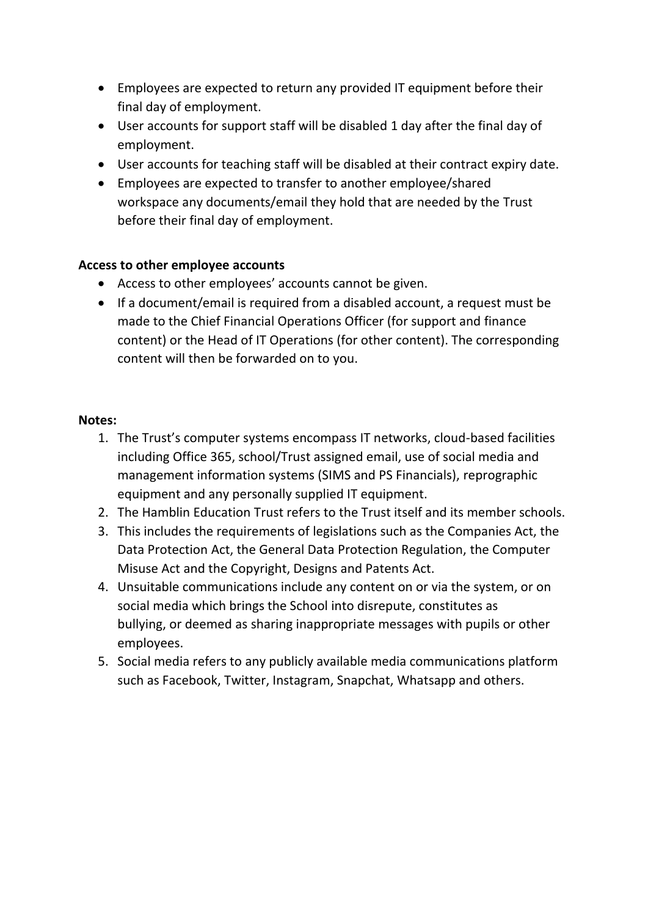- Employees are expected to return any provided IT equipment before their final day of employment.
- User accounts for support staff will be disabled 1 day after the final day of employment.
- User accounts for teaching staff will be disabled at their contract expiry date.
- Employees are expected to transfer to another employee/shared workspace any documents/email they hold that are needed by the Trust before their final day of employment.

**Access to other employee accounts**

- Access to other employees' accounts cannot be given.
- If a document/email is required from a disabled account, a request must be made to the Chief Financial Operations Officer (for support and finance content) or the Head of IT Operations (for other content). The corresponding content will then be forwarded on to you.

**Notes:**

1. The Trust's computer systems encompass IT networks, cloud-based facilities including Office 365, school/Trust assigned email, use of social media and management information systems (SIMS and PS Financials), reprographic equipment and any personally supplied IT equipment.
2. The Hamblin Education Trust refers to the Trust itself and its member schools.
3. This includes the requirements of legislations such as the Companies Act, the Data Protection Act, the General Data Protection Regulation, the Computer Misuse Act and the Copyright, Designs and Patents Act.
4. Unsuitable communications include any content on or via the system, or on social media which brings the School into disrepute, constitutes as bullying, or deemed as sharing inappropriate messages with pupils or other employees.
5. Social media refers to any publicly available media communications platform such as Facebook, Twitter, Instagram, Snapchat, Whatsapp and others.